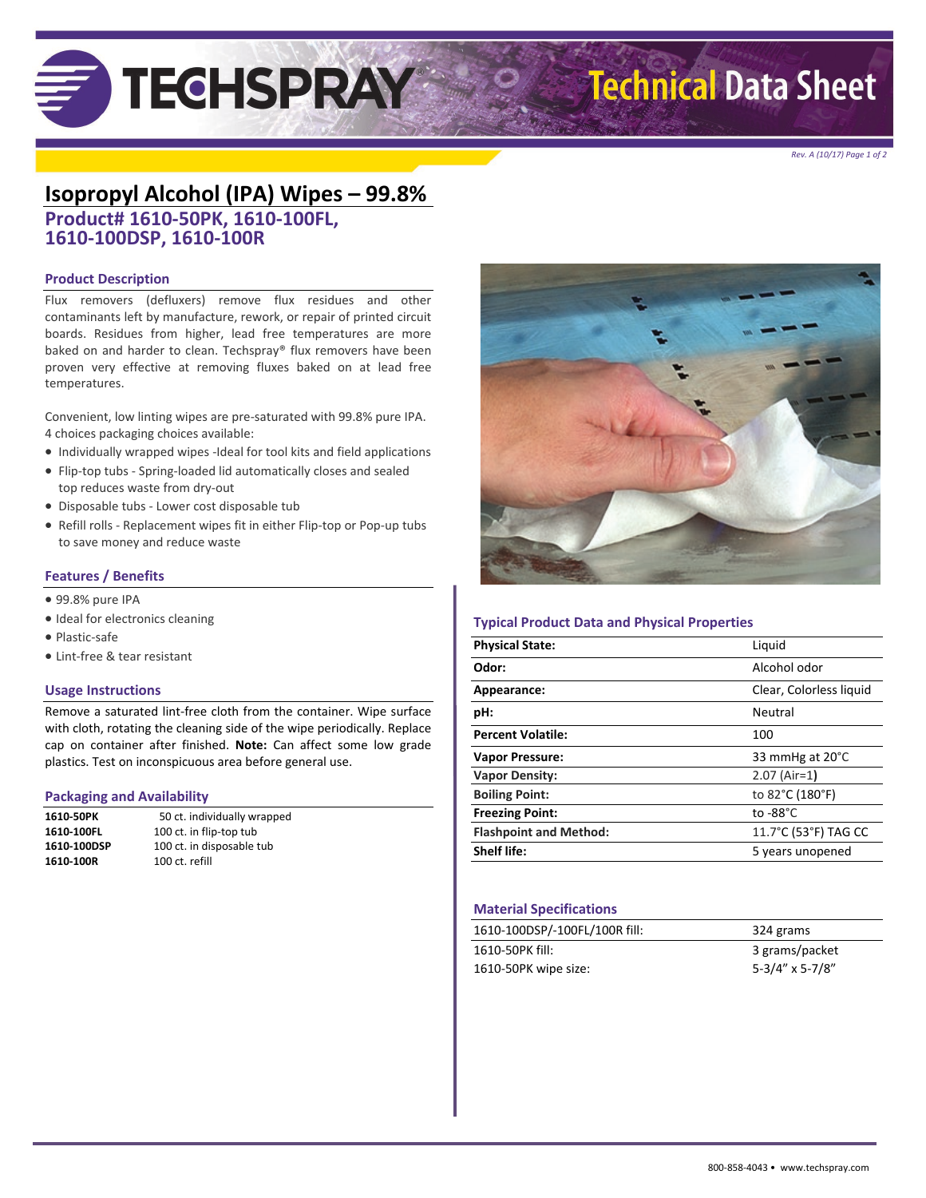# Isopropyl Alcohol (IPA) Wipes – 99.8%

## Product# 1610-50PK, 1610-100FL, 1610-100DSP, 1610-100R

### Product Description

Flux removers (defluxers) remove flux residues and other contaminants left by manufacture, rework, or repair of printed circuit boards. Residues from higher, lead free temperatures are more baked on and harder to clean. Techspray® flux removers have been proven very effective at removing fluxes baked on at lead free temperatures.

Convenient, low linting wipes are pre-saturated with 99.8% pure IPA. 4 choices packaging choices available:

- Individually wrapped wipes -Ideal for tool kits and field applications
- Flip-top tubs - Spring-loaded lid automatically closes and sealed top reduces waste from dry-out
- Disposable tubs - Lower cost disposable tub
- Refill rolls - Replacement wipes fit in either Flip-top or Pop-up tubs to save money and reduce waste

### Features / Benefits

- 99.8% pure IPA
- Ideal for electronics cleaning
- Plastic-safe
- Lint-free & tear resistant

### Usage Instructions

Remove a saturated lint-free cloth from the container. Wipe surface with cloth, rotating the cleaning side of the wipe periodically. Replace cap on container after finished. **Note:** Can affect some low grade plastics. Test on inconspicuous area before general use.

### Packaging and Availability

| | |
|---|---|
| **1610-50PK** | 50 ct. individually wrapped |
| **1610-100FL** | 100 ct. in flip-top tub |
| **1610-100DSP** | 100 ct. in disposable tub |
| **1610-100R** | 100 ct. refill |

### Typical Product Data and Physical Properties

| | |
|---|---|
| **Physical State:** | Liquid |
| **Odor:** | Alcohol odor |
| **Appearance:** | Clear, Colorless liquid |
| **pH:** | Neutral |
| **Percent Volatile:** | 100 |
| **Vapor Pressure:** | 33 mmHg at 20°C |
| **Vapor Density:** | 2.07 (Air=1) |
| **Boiling Point:** | to 82°C (180°F) |
| **Freezing Point:** | to -88°C |
| **Flashpoint and Method:** | 11.7°C (53°F) TAG CC |
| **Shelf life:** | 5 years unopened |

### Material Specifications

| | |
|---|---|
| 1610-100DSP/-100FL/100R fill: | 324 grams |
| 1610-50PK fill: | 3 grams/packet |
| 1610-50PK wipe size: | 5-3/4" x 5-7/8" |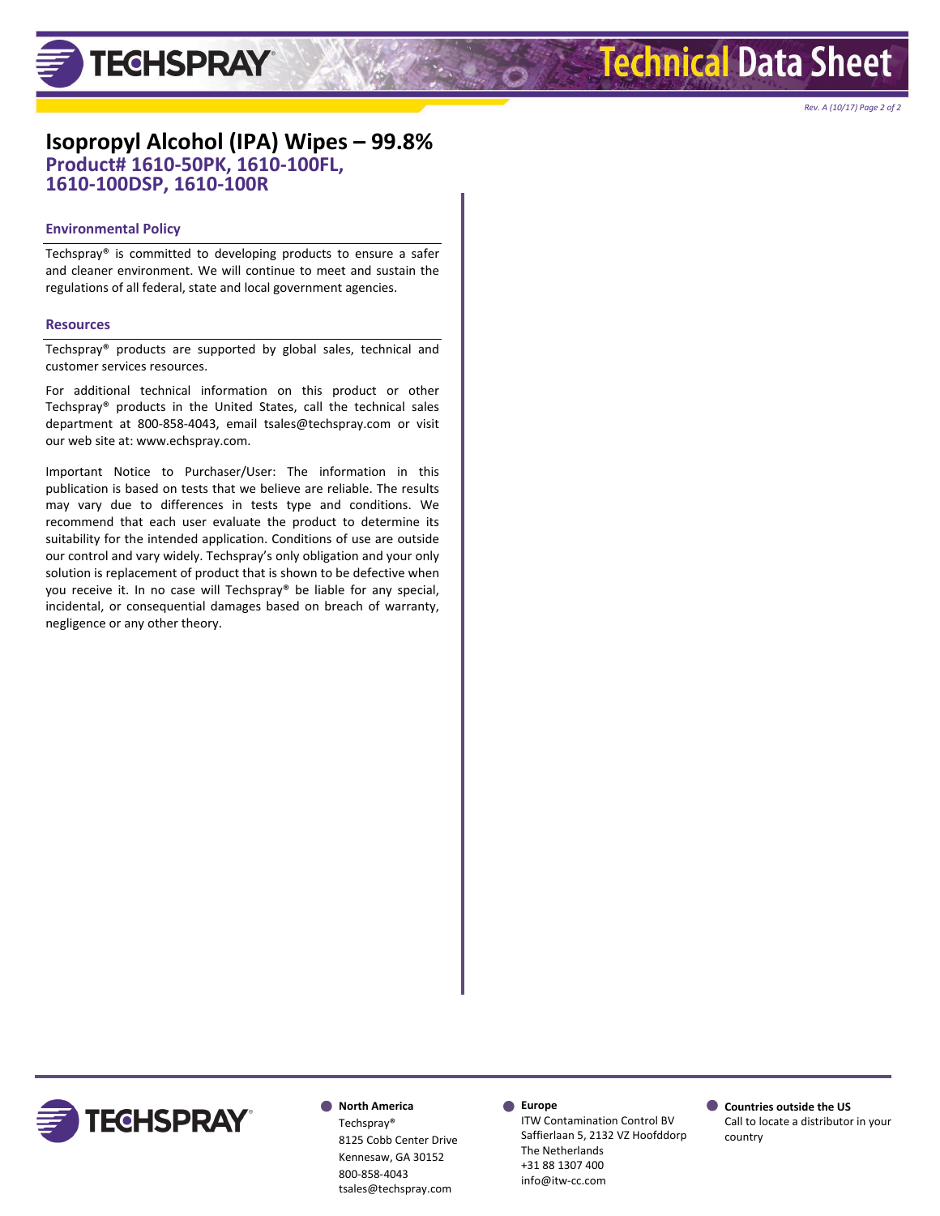# Isopropyl Alcohol (IPA) Wipes – 99.8%

## Product# 1610-50PK, 1610-100FL, 1610-100DSP, 1610-100R

### Environmental Policy

Techspray® is committed to developing products to ensure a safer and cleaner environment. We will continue to meet and sustain the regulations of all federal, state and local government agencies.

### Resources

Techspray® products are supported by global sales, technical and customer services resources.

For additional technical information on this product or other Techspray® products in the United States, call the technical sales department at 800-858-4043, email tsales@techspray.com or visit our web site at: www.echspray.com.

Important Notice to Purchaser/User: The information in this publication is based on tests that we believe are reliable. The results may vary due to differences in tests type and conditions. We recommend that each user evaluate the product to determine its suitability for the intended application. Conditions of use are outside our control and vary widely. Techspray's only obligation and your only solution is replacement of product that is shown to be defective when you receive it. In no case will Techspray® be liable for any special, incidental, or consequential damages based on breach of warranty, negligence or any other theory.

**North America**
Techspray®
8125 Cobb Center Drive
Kennesaw, GA 30152
800-858-4043
tsales@techspray.com

**Europe**
ITW Contamination Control BV
Saffierlaan 5, 2132 VZ Hoofddorp
The Netherlands
+31 88 1307 400
info@itw-cc.com

**Countries outside the US**
Call to locate a distributor in your country